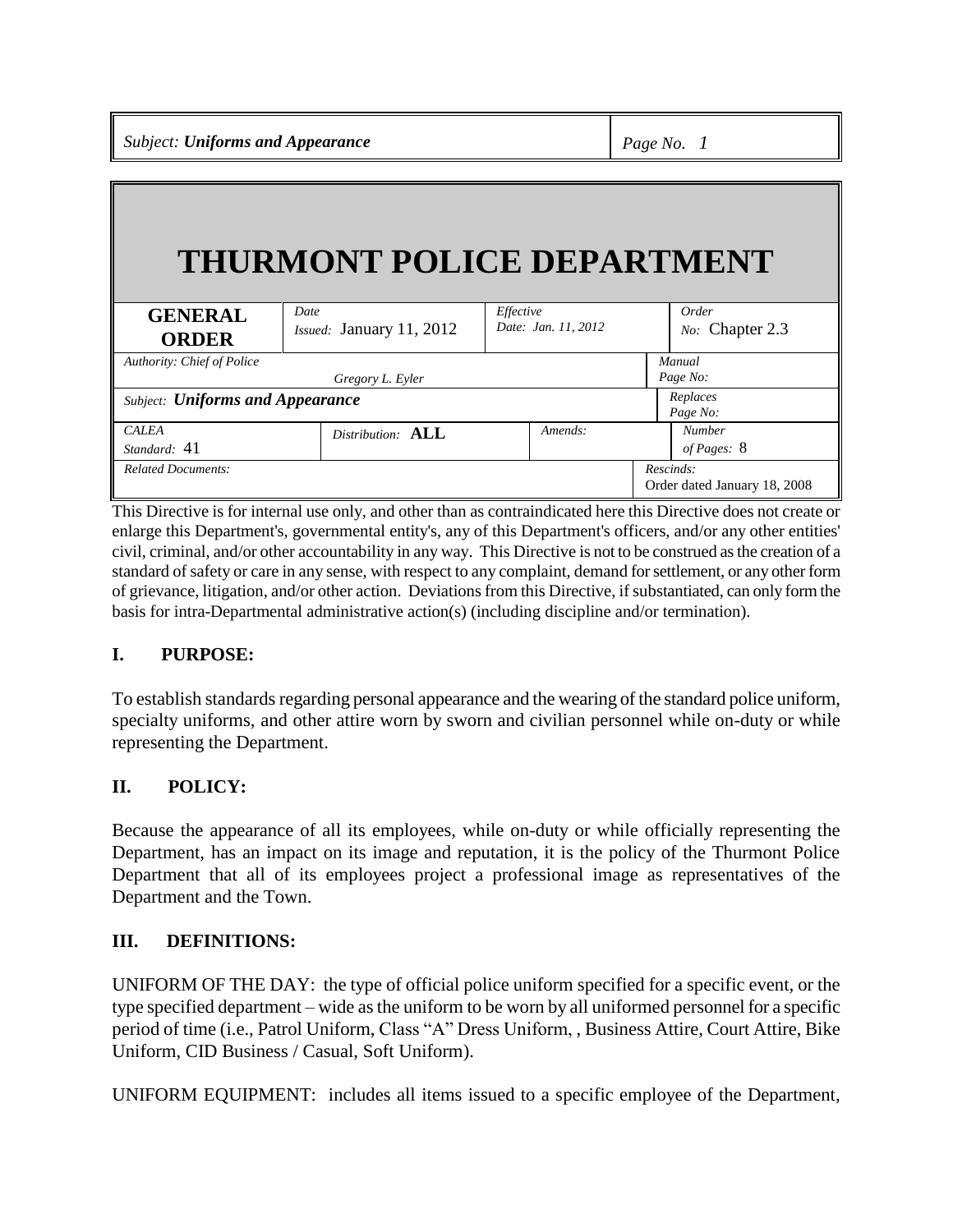# THURMONT POLICE DEPARTMENT

| GENERAL ORDER | Date Issued: January 11, 2012 | Effective Date: Jan. 11, 2012 | Order No: Chapter 2.3 |
|---|---|---|---|
| Authority: Chief of Police Gregory L. Eyler | | | Manual Page No: |
| Subject: ***Uniforms and Appearance*** | | | Replaces Page No: |
| CALEA Standard: 41 | Distribution: **ALL** | Amends: | Number of Pages: 8 |
| Related Documents: | | | Rescinds: Order dated January 18, 2008 |

This Directive is for internal use only, and other than as contraindicated here this Directive does not create or enlarge this Department's, governmental entity's, any of this Department's officers, and/or any other entities' civil, criminal, and/or other accountability in any way. This Directive is not to be construed as the creation of a standard of safety or care in any sense, with respect to any complaint, demand for settlement, or any other form of grievance, litigation, and/or other action. Deviations from this Directive, if substantiated, can only form the basis for intra-Departmental administrative action(s) (including discipline and/or termination).

## I. PURPOSE:

To establish standards regarding personal appearance and the wearing of the standard police uniform, specialty uniforms, and other attire worn by sworn and civilian personnel while on-duty or while representing the Department.

## II. POLICY:

Because the appearance of all its employees, while on-duty or while officially representing the Department, has an impact on its image and reputation, it is the policy of the Thurmont Police Department that all of its employees project a professional image as representatives of the Department and the Town.

## III. DEFINITIONS:

UNIFORM OF THE DAY: the type of official police uniform specified for a specific event, or the type specified department – wide as the uniform to be worn by all uniformed personnel for a specific period of time (i.e., Patrol Uniform, Class "A" Dress Uniform, , Business Attire, Court Attire, Bike Uniform, CID Business / Casual, Soft Uniform).

UNIFORM EQUIPMENT: includes all items issued to a specific employee of the Department,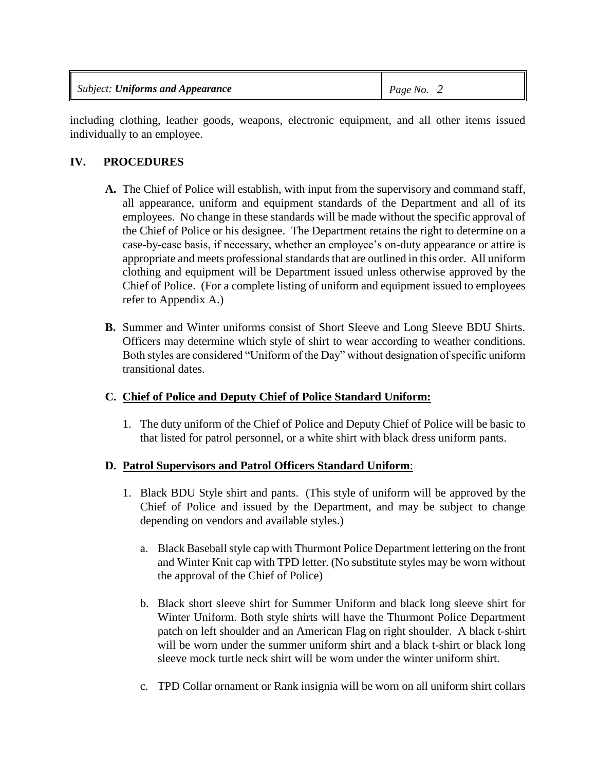including clothing, leather goods, weapons, electronic equipment, and all other items issued individually to an employee.

## IV. PROCEDURES

**A.** The Chief of Police will establish, with input from the supervisory and command staff, all appearance, uniform and equipment standards of the Department and all of its employees. No change in these standards will be made without the specific approval of the Chief of Police or his designee. The Department retains the right to determine on a case-by-case basis, if necessary, whether an employee's on-duty appearance or attire is appropriate and meets professional standards that are outlined in this order. All uniform clothing and equipment will be Department issued unless otherwise approved by the Chief of Police. (For a complete listing of uniform and equipment issued to employees refer to Appendix A.)

**B.** Summer and Winter uniforms consist of Short Sleeve and Long Sleeve BDU Shirts. Officers may determine which style of shirt to wear according to weather conditions. Both styles are considered "Uniform of the Day" without designation of specific uniform transitional dates.

**C. <u>Chief of Police and Deputy Chief of Police Standard Uniform:</u>**

1. The duty uniform of the Chief of Police and Deputy Chief of Police will be basic to that listed for patrol personnel, or a white shirt with black dress uniform pants.

**D. <u>Patrol Supervisors and Patrol Officers Standard Uniform</u>**:

1. Black BDU Style shirt and pants. (This style of uniform will be approved by the Chief of Police and issued by the Department, and may be subject to change depending on vendors and available styles.)

   a. Black Baseball style cap with Thurmont Police Department lettering on the front and Winter Knit cap with TPD letter. (No substitute styles may be worn without the approval of the Chief of Police)

   b. Black short sleeve shirt for Summer Uniform and black long sleeve shirt for Winter Uniform. Both style shirts will have the Thurmont Police Department patch on left shoulder and an American Flag on right shoulder. A black t-shirt will be worn under the summer uniform shirt and a black t-shirt or black long sleeve mock turtle neck shirt will be worn under the winter uniform shirt.

   c. TPD Collar ornament or Rank insignia will be worn on all uniform shirt collars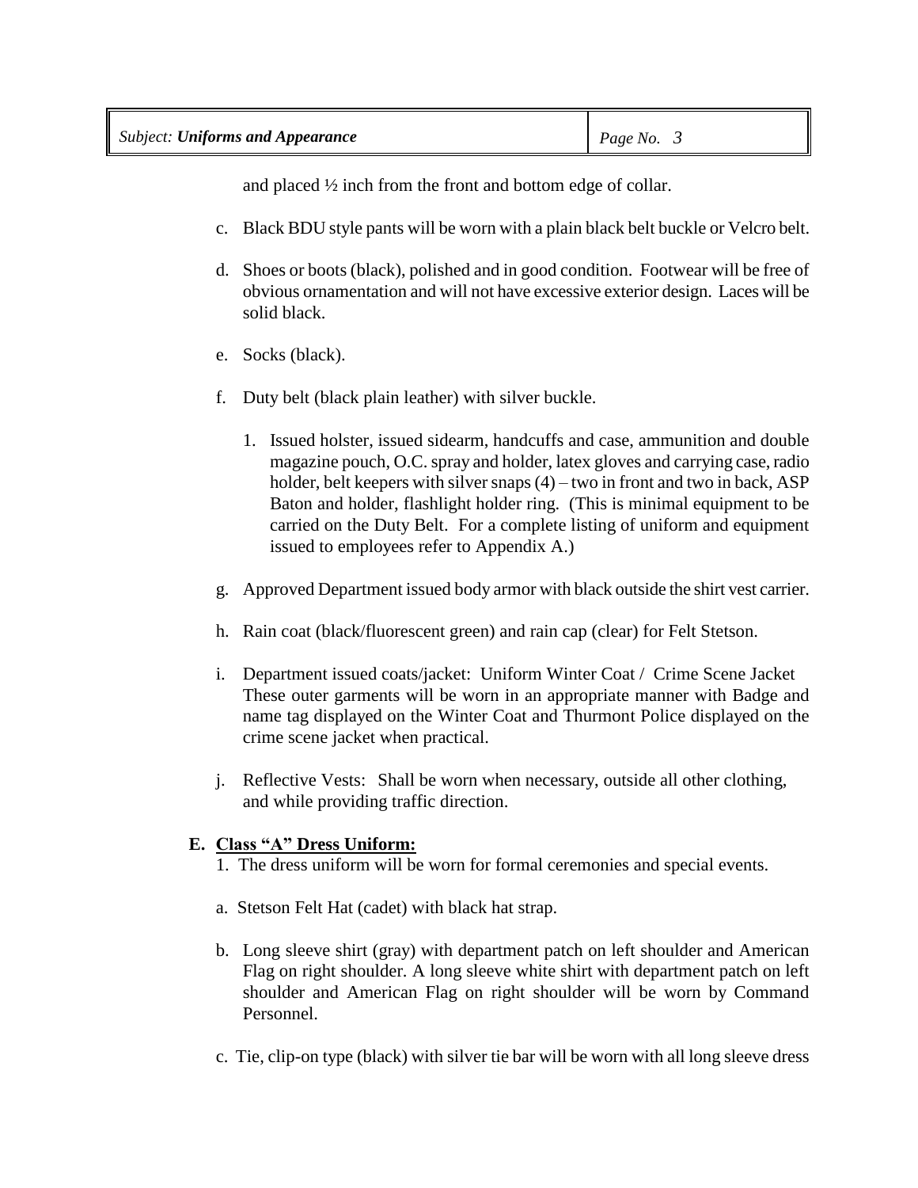and placed ½ inch from the front and bottom edge of collar.

c. Black BDU style pants will be worn with a plain black belt buckle or Velcro belt.

d. Shoes or boots (black), polished and in good condition. Footwear will be free of obvious ornamentation and will not have excessive exterior design. Laces will be solid black.

e. Socks (black).

f. Duty belt (black plain leather) with silver buckle.

   1. Issued holster, issued sidearm, handcuffs and case, ammunition and double magazine pouch, O.C. spray and holder, latex gloves and carrying case, radio holder, belt keepers with silver snaps (4) – two in front and two in back, ASP Baton and holder, flashlight holder ring. (This is minimal equipment to be carried on the Duty Belt. For a complete listing of uniform and equipment issued to employees refer to Appendix A.)

g. Approved Department issued body armor with black outside the shirt vest carrier.

h. Rain coat (black/fluorescent green) and rain cap (clear) for Felt Stetson.

i. Department issued coats/jacket: Uniform Winter Coat / Crime Scene Jacket These outer garments will be worn in an appropriate manner with Badge and name tag displayed on the Winter Coat and Thurmont Police displayed on the crime scene jacket when practical.

j. Reflective Vests: Shall be worn when necessary, outside all other clothing, and while providing traffic direction.

**E. <u>Class "A" Dress Uniform:</u>**

1. The dress uniform will be worn for formal ceremonies and special events.

a. Stetson Felt Hat (cadet) with black hat strap.

b. Long sleeve shirt (gray) with department patch on left shoulder and American Flag on right shoulder. A long sleeve white shirt with department patch on left shoulder and American Flag on right shoulder will be worn by Command Personnel.

c. Tie, clip-on type (black) with silver tie bar will be worn with all long sleeve dress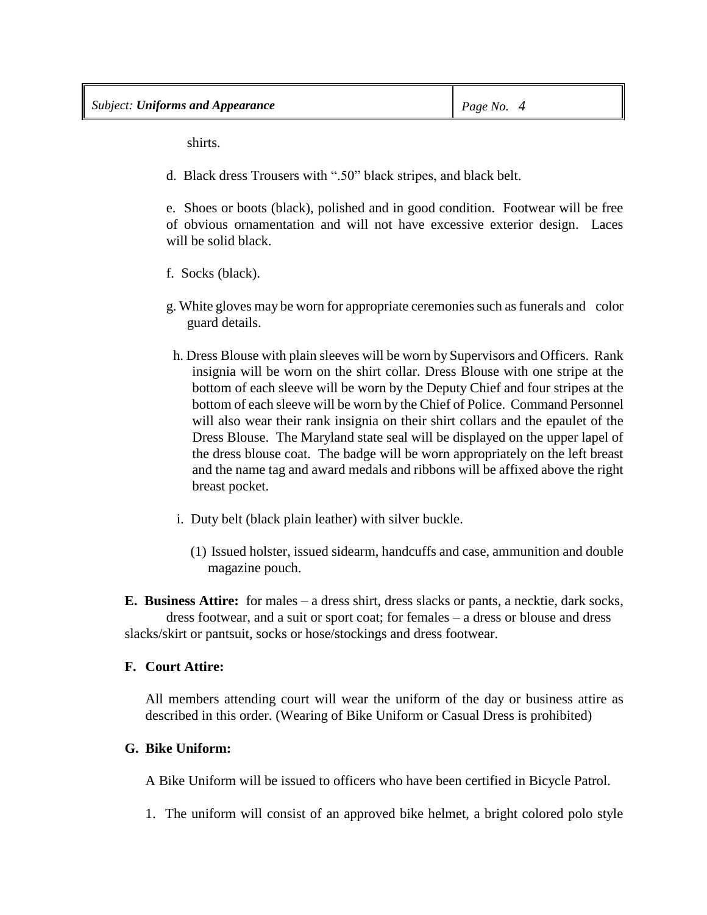shirts.

d. Black dress Trousers with ".50" black stripes, and black belt.

e. Shoes or boots (black), polished and in good condition. Footwear will be free of obvious ornamentation and will not have excessive exterior design. Laces will be solid black.

f. Socks (black).

g. White gloves may be worn for appropriate ceremonies such as funerals and color guard details.

h. Dress Blouse with plain sleeves will be worn by Supervisors and Officers. Rank insignia will be worn on the shirt collar. Dress Blouse with one stripe at the bottom of each sleeve will be worn by the Deputy Chief and four stripes at the bottom of each sleeve will be worn by the Chief of Police. Command Personnel will also wear their rank insignia on their shirt collars and the epaulet of the Dress Blouse. The Maryland state seal will be displayed on the upper lapel of the dress blouse coat. The badge will be worn appropriately on the left breast and the name tag and award medals and ribbons will be affixed above the right breast pocket.

i. Duty belt (black plain leather) with silver buckle.

(1) Issued holster, issued sidearm, handcuffs and case, ammunition and double magazine pouch.

**E. Business Attire:** for males – a dress shirt, dress slacks or pants, a necktie, dark socks, dress footwear, and a suit or sport coat; for females – a dress or blouse and dress slacks/skirt or pantsuit, socks or hose/stockings and dress footwear.

**F. Court Attire:**

All members attending court will wear the uniform of the day or business attire as described in this order. (Wearing of Bike Uniform or Casual Dress is prohibited)

**G. Bike Uniform:**

A Bike Uniform will be issued to officers who have been certified in Bicycle Patrol.

1. The uniform will consist of an approved bike helmet, a bright colored polo style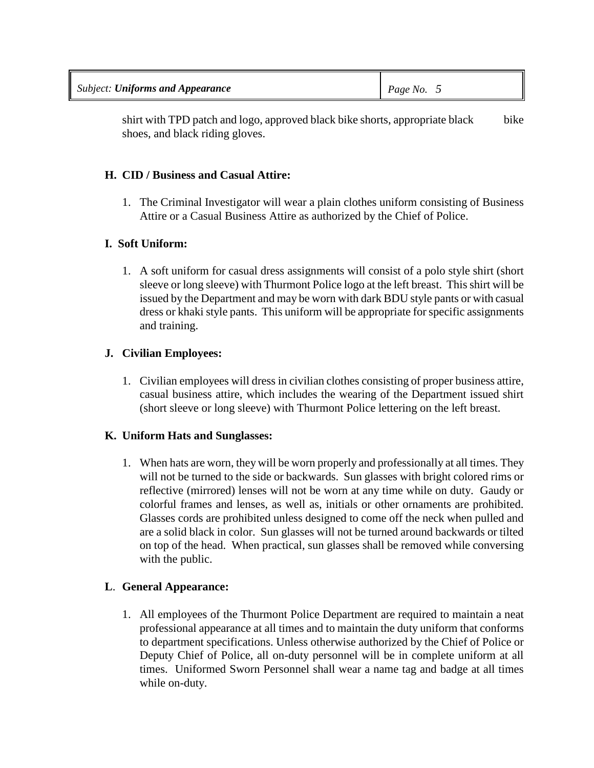shirt with TPD patch and logo, approved black bike shorts, appropriate black bike shoes, and black riding gloves.

### H. CID / Business and Casual Attire:

1. The Criminal Investigator will wear a plain clothes uniform consisting of Business Attire or a Casual Business Attire as authorized by the Chief of Police.

### I. Soft Uniform:

1. A soft uniform for casual dress assignments will consist of a polo style shirt (short sleeve or long sleeve) with Thurmont Police logo at the left breast. This shirt will be issued by the Department and may be worn with dark BDU style pants or with casual dress or khaki style pants. This uniform will be appropriate for specific assignments and training.

### J. Civilian Employees:

1. Civilian employees will dress in civilian clothes consisting of proper business attire, casual business attire, which includes the wearing of the Department issued shirt (short sleeve or long sleeve) with Thurmont Police lettering on the left breast.

### K. Uniform Hats and Sunglasses:

1. When hats are worn, they will be worn properly and professionally at all times. They will not be turned to the side or backwards. Sun glasses with bright colored rims or reflective (mirrored) lenses will not be worn at any time while on duty. Gaudy or colorful frames and lenses, as well as, initials or other ornaments are prohibited. Glasses cords are prohibited unless designed to come off the neck when pulled and are a solid black in color. Sun glasses will not be turned around backwards or tilted on top of the head. When practical, sun glasses shall be removed while conversing with the public.

### L. General Appearance:

1. All employees of the Thurmont Police Department are required to maintain a neat professional appearance at all times and to maintain the duty uniform that conforms to department specifications. Unless otherwise authorized by the Chief of Police or Deputy Chief of Police, all on-duty personnel will be in complete uniform at all times. Uniformed Sworn Personnel shall wear a name tag and badge at all times while on-duty.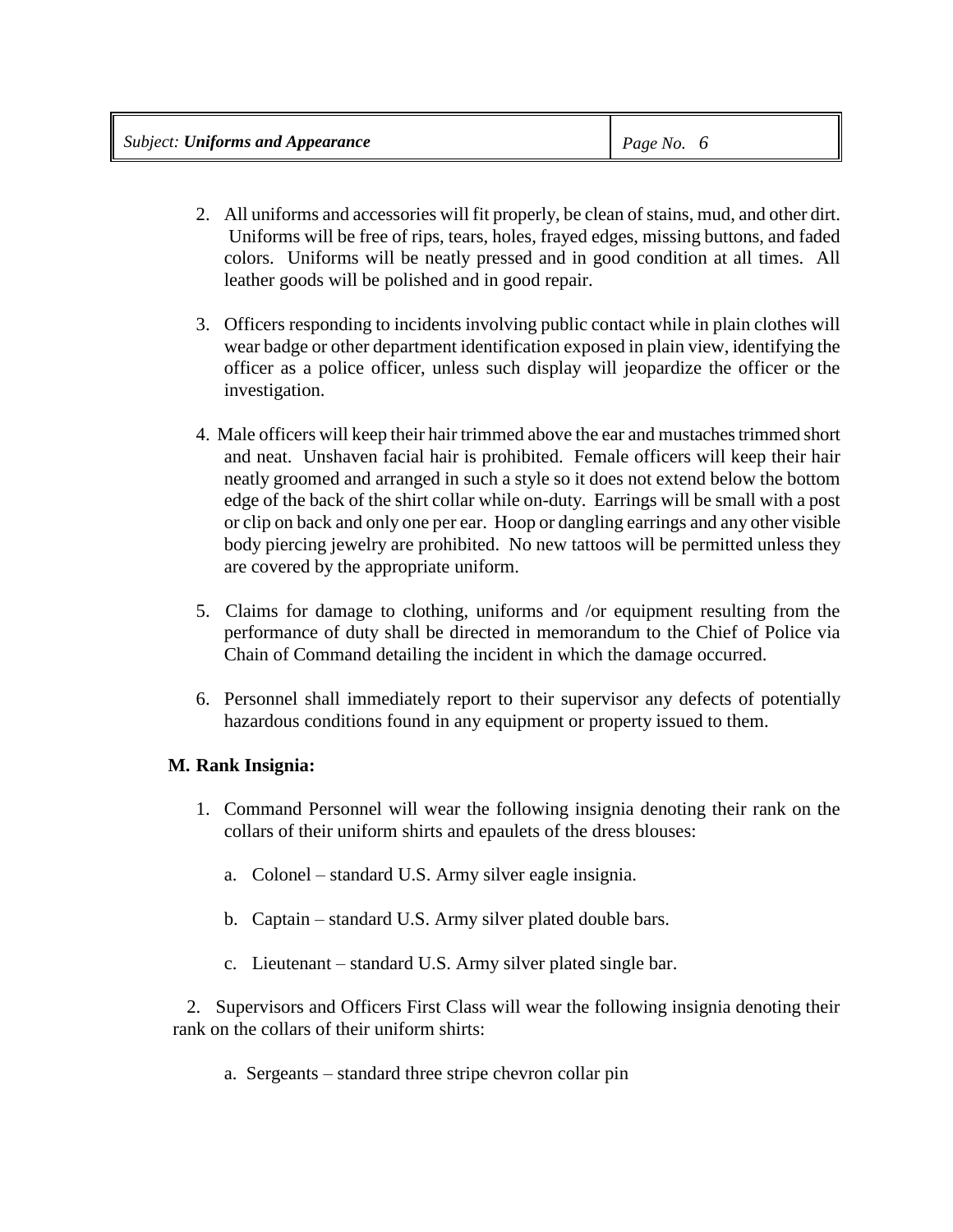2. All uniforms and accessories will fit properly, be clean of stains, mud, and other dirt. Uniforms will be free of rips, tears, holes, frayed edges, missing buttons, and faded colors. Uniforms will be neatly pressed and in good condition at all times. All leather goods will be polished and in good repair.

3. Officers responding to incidents involving public contact while in plain clothes will wear badge or other department identification exposed in plain view, identifying the officer as a police officer, unless such display will jeopardize the officer or the investigation.

4. Male officers will keep their hair trimmed above the ear and mustaches trimmed short and neat. Unshaven facial hair is prohibited. Female officers will keep their hair neatly groomed and arranged in such a style so it does not extend below the bottom edge of the back of the shirt collar while on-duty. Earrings will be small with a post or clip on back and only one per ear. Hoop or dangling earrings and any other visible body piercing jewelry are prohibited. No new tattoos will be permitted unless they are covered by the appropriate uniform.

5. Claims for damage to clothing, uniforms and /or equipment resulting from the performance of duty shall be directed in memorandum to the Chief of Police via Chain of Command detailing the incident in which the damage occurred.

6. Personnel shall immediately report to their supervisor any defects of potentially hazardous conditions found in any equipment or property issued to them.

**M. Rank Insignia:**

1. Command Personnel will wear the following insignia denoting their rank on the collars of their uniform shirts and epaulets of the dress blouses:

   a. Colonel – standard U.S. Army silver eagle insignia.

   b. Captain – standard U.S. Army silver plated double bars.

   c. Lieutenant – standard U.S. Army silver plated single bar.

2. Supervisors and Officers First Class will wear the following insignia denoting their rank on the collars of their uniform shirts:

   a. Sergeants – standard three stripe chevron collar pin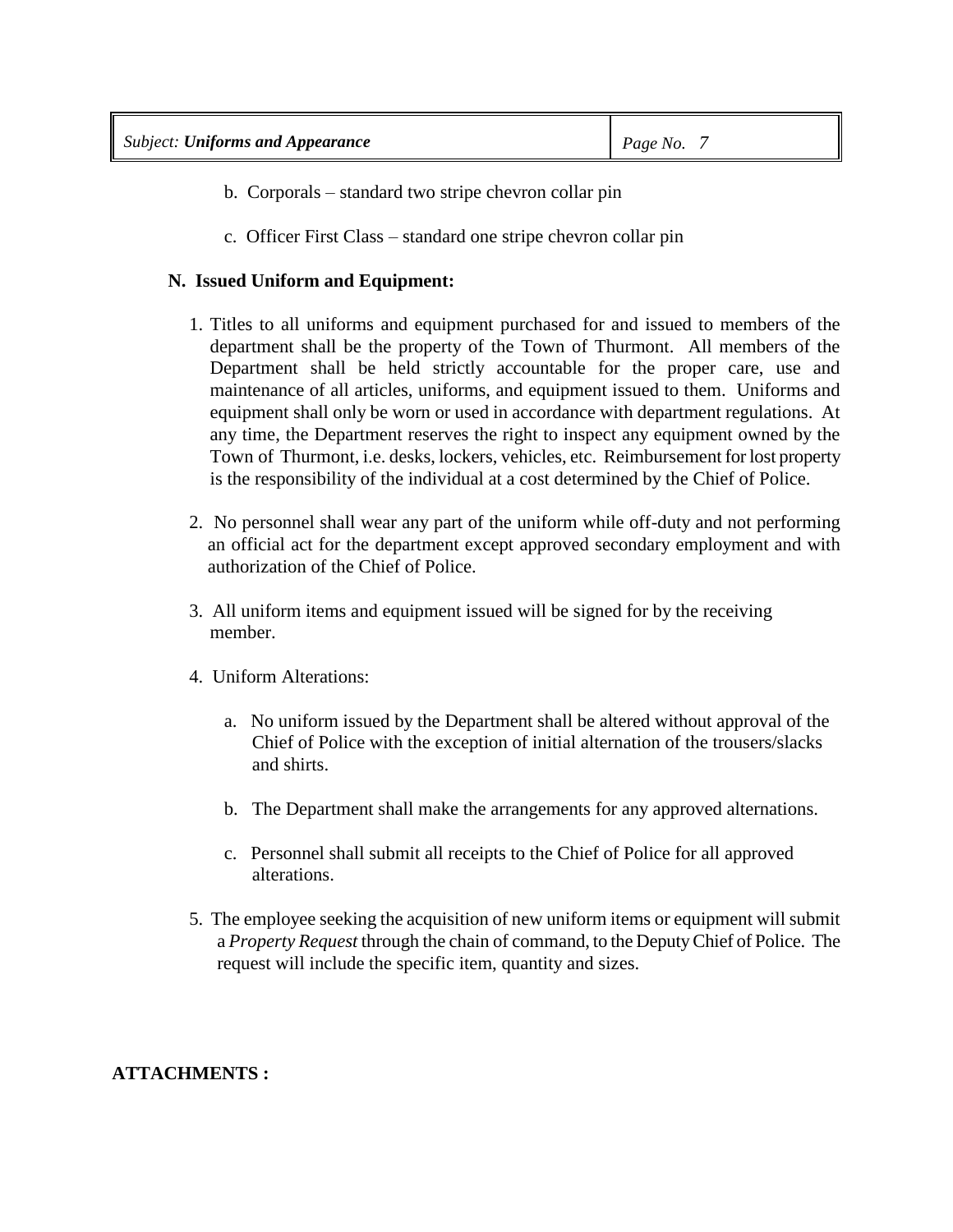b. Corporals – standard two stripe chevron collar pin

c. Officer First Class – standard one stripe chevron collar pin

**N. Issued Uniform and Equipment:**

1. Titles to all uniforms and equipment purchased for and issued to members of the department shall be the property of the Town of Thurmont. All members of the Department shall be held strictly accountable for the proper care, use and maintenance of all articles, uniforms, and equipment issued to them. Uniforms and equipment shall only be worn or used in accordance with department regulations. At any time, the Department reserves the right to inspect any equipment owned by the Town of Thurmont, i.e. desks, lockers, vehicles, etc. Reimbursement for lost property is the responsibility of the individual at a cost determined by the Chief of Police.

2. No personnel shall wear any part of the uniform while off-duty and not performing an official act for the department except approved secondary employment and with authorization of the Chief of Police.

3. All uniform items and equipment issued will be signed for by the receiving member.

4. Uniform Alterations:

   a. No uniform issued by the Department shall be altered without approval of the Chief of Police with the exception of initial alternation of the trousers/slacks and shirts.

   b. The Department shall make the arrangements for any approved alternations.

   c. Personnel shall submit all receipts to the Chief of Police for all approved alterations.

5. The employee seeking the acquisition of new uniform items or equipment will submit a *Property Request* through the chain of command, to the Deputy Chief of Police. The request will include the specific item, quantity and sizes.

**ATTACHMENTS :**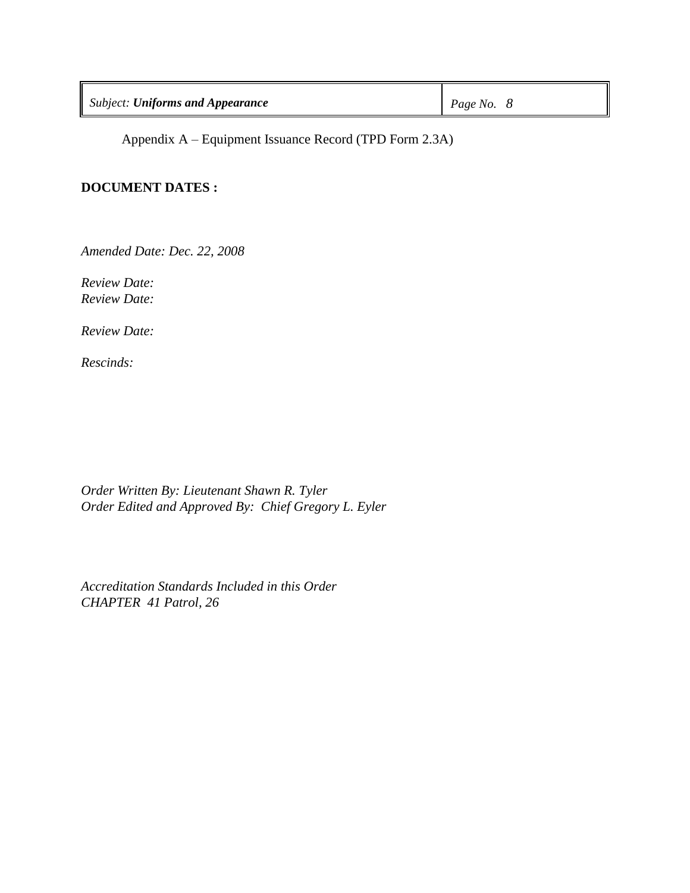Appendix A – Equipment Issuance Record (TPD Form 2.3A)

**DOCUMENT DATES :**

*Amended Date: Dec. 22, 2008*

*Review Date:*
*Review Date:*

*Review Date:*

*Rescinds:*

*Order Written By: Lieutenant Shawn R. Tyler*
*Order Edited and Approved By: Chief Gregory L. Eyler*

*Accreditation Standards Included in this Order*
*CHAPTER 41 Patrol, 26*